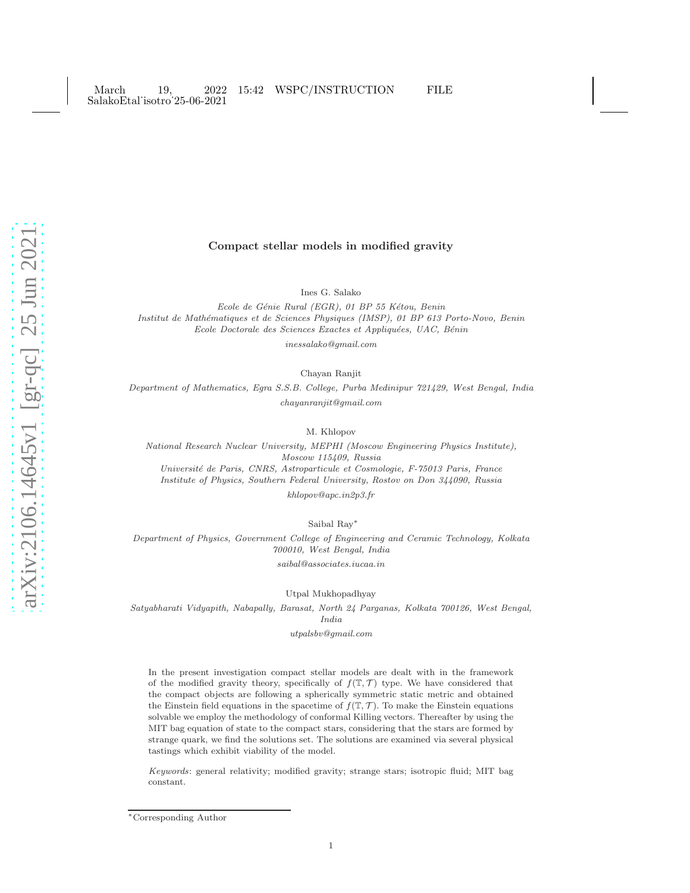# Compact stellar models in modified gravity

Ines G. Salako

*Ecole de Génie Rural (EGR), 01 BP 55 Kétou, Benin*
*Institut de Mathématiques et de Sciences Physiques (IMSP), 01 BP 613 Porto-Novo, Benin*
*Ecole Doctorale des Sciences Exactes et Appliquées, UAC, Bénin*
*inessalako@gmail.com*

Chayan Ranjit

*Department of Mathematics, Egra S.S.B. College, Purba Medinipur 721429, West Bengal, India*
*chayanranjit@gmail.com*

M. Khlopov

*National Research Nuclear University, MEPHI (Moscow Engineering Physics Institute), Moscow 115409, Russia*
*Université de Paris, CNRS, Astroparticule et Cosmologie, F-75013 Paris, France*
*Institute of Physics, Southern Federal University, Rostov on Don 344090, Russia*
*khlopov@apc.in2p3.fr*

Saibal Ray*

*Department of Physics, Government College of Engineering and Ceramic Technology, Kolkata 700010, West Bengal, India*
*saibal@associates.iucaa.in*

Utpal Mukhopadhyay

*Satyabharati Vidyapith, Nabapally, Barasat, North 24 Parganas, Kolkata 700126, West Bengal, India*
*utpalsbv@gmail.com*

In the present investigation compact stellar models are dealt with in the framework of the modified gravity theory, specifically of $f(\mathbb{T}, \mathcal{T})$ type. We have considered that the compact objects are following a spherically symmetric static metric and obtained the Einstein field equations in the spacetime of $f(\mathbb{T}, \mathcal{T})$. To make the Einstein equations solvable we employ the methodology of conformal Killing vectors. Thereafter by using the MIT bag equation of state to the compact stars, considering that the stars are formed by strange quark, we find the solutions set. The solutions are examined via several physical tastings which exhibit viability of the model.

*Keywords*: general relativity; modified gravity; strange stars; isotropic fluid; MIT bag constant.

*Corresponding Author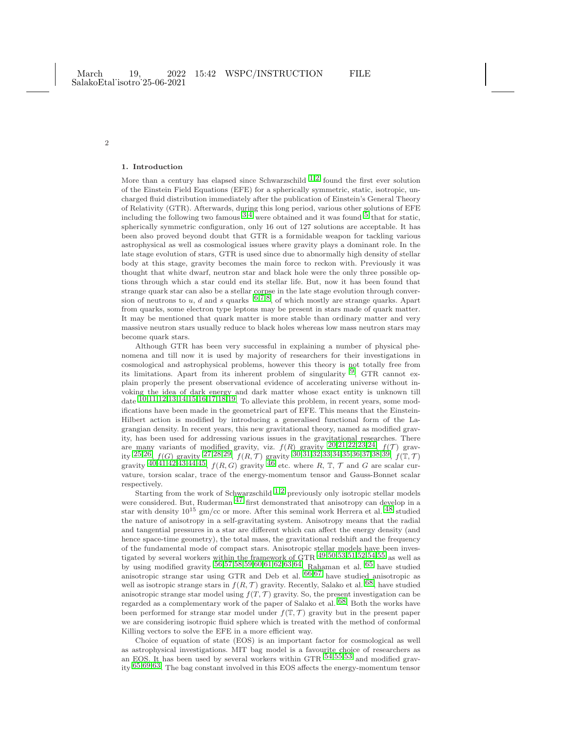## 1. Introduction

More than a century has elapsed since Schwarzschild [1,2] found the first ever solution of the Einstein Field Equations (EFE) for a spherically symmetric, static, isotropic, uncharged fluid distribution immediately after the publication of Einstein's General Theory of Relativity (GTR). Afterwards, during this long period, various other solutions of EFE including the following two famous [3,4] were obtained and it was found [5] that for static, spherically symmetric configuration, only 16 out of 127 solutions are acceptable. It has been also proved beyond doubt that GTR is a formidable weapon for tackling various astrophysical as well as cosmological issues where gravity plays a dominant role. In the late stage evolution of stars, GTR is used since due to abnormally high density of stellar body at this stage, gravity becomes the main force to reckon with. Previously it was thought that white dwarf, neutron star and black hole were the only three possible options through which a star could end its stellar life. But, now it has been found that strange quark star can also be a stellar corpse in the late stage evolution through conversion of neutrons to $u$, $d$ and $s$ quarks [6,7,8], of which mostly are strange quarks. Apart from quarks, some electron type leptons may be present in stars made of quark matter. It may be mentioned that quark matter is more stable than ordinary matter and very massive neutron stars usually reduce to black holes whereas low mass neutron stars may become quark stars.

Although GTR has been very successful in explaining a number of physical phenomena and till now it is used by majority of researchers for their investigations in cosmological and astrophysical problems, however this theory is not totally free from its limitations. Apart from its inherent problem of singularity [9], GTR cannot explain properly the present observational evidence of accelerating universe without invoking the idea of dark energy and dark matter whose exact entity is unknown till date [10,11,12,13,14,15,16,17,18,19]. To alleviate this problem, in recent years, some modifications have been made in the geometrical part of EFE. This means that the Einstein-Hilbert action is modified by introducing a generalised functional form of the Lagrangian density. In recent years, this new gravitational theory, named as modified gravity, has been used for addressing various issues in the gravitational researches. There are many variants of modified gravity, viz. $f(R)$ gravity [20,21,22,23,24], $f(\mathcal{T})$ gravity [25,26], $f(G)$ gravity [27,28,29], $f(R,\mathcal{T})$ gravity [30,31,32,33,34,35,36,37,38,39], $f(\mathbb{T},\mathcal{T})$ gravity [40,41,42,43,44,45], $f(R,G)$ gravity [46] etc. where $R$, $\mathbb{T}$, $\mathcal{T}$ and $G$ are scalar curvature, torsion scalar, trace of the energy-momentum tensor and Gauss-Bonnet scalar respectively.

Starting from the work of Schwarzschild [1,2] previously only isotropic stellar models were considered. But, Ruderman [47] first demonstrated that anisotropy can develop in a star with density $10^{15}$ gm/cc or more. After this seminal work Herrera et al. [48] studied the nature of anisotropy in a self-gravitating system. Anisotropy means that the radial and tangential pressures in a star are different which can affect the energy density (and hence space-time geometry), the total mass, the gravitational redshift and the frequency of the fundamental mode of compact stars. Anisotropic stellar models have been investigated by several workers within the framework of GTR [49,50,53,51,52,54,55] as well as by using modified gravity [56,57,58,59,60,61,62,63,64]. Rahaman et al. [65] have studied anisotropic strange star using GTR and Deb et al. [66,67] have studied anisotropic as well as isotropic strange stars in $f(R,\mathcal{T})$ gravity. Recently, Salako et al. [68] have studied anisotropic strange star model using $f(T,\mathcal{T})$ gravity. So, the present investigation can be regarded as a complementary work of the paper of Salako et al. [68]. Both the works have been performed for strange star model under $f(\mathbb{T},\mathcal{T})$ gravity but in the present paper we are considering isotropic fluid sphere which is treated with the method of conformal Killing vectors to solve the EFE in a more efficient way.

Choice of equation of state (EOS) is an important factor for cosmological as well as astrophysical investigations. MIT bag model is a favourite choice of researchers as an EOS. It has been used by several workers within GTR [54,55,53] and modified gravity [65,69,63]. The bag constant involved in this EOS affects the energy-momentum tensor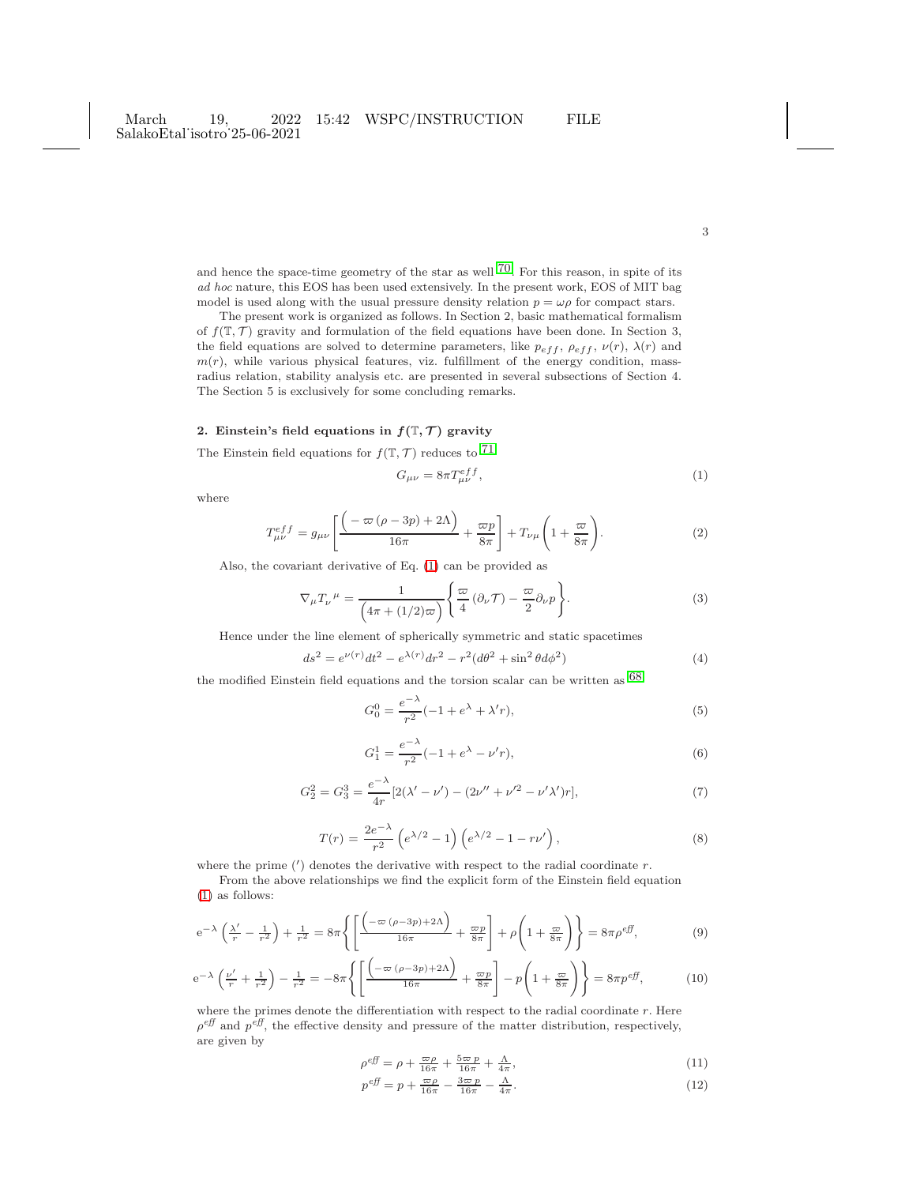and hence the space-time geometry of the star as well [70]. For this reason, in spite of its *ad hoc* nature, this EOS has been used extensively. In the present work, EOS of MIT bag model is used along with the usual pressure density relation $p = \omega\rho$ for compact stars.

The present work is organized as follows. In Section 2, basic mathematical formalism of $f(\mathbb{T}, \mathcal{T})$ gravity and formulation of the field equations have been done. In Section 3, the field equations are solved to determine parameters, like $p_{eff}$, $\rho_{eff}$, $\nu(r)$, $\lambda(r)$ and $m(r)$, while various physical features, viz. fulfillment of the energy condition, mass-radius relation, stability analysis etc. are presented in several subsections of Section 4. The Section 5 is exclusively for some concluding remarks.

## 2. Einstein's field equations in $f(\mathbb{T}, \mathcal{T})$ gravity

The Einstein field equations for $f(\mathbb{T}, \mathcal{T})$ reduces to [71]

$$G_{\mu\nu} = 8\pi T^{eff}_{\mu\nu}, \tag{1}$$

where

$$T^{eff}_{\mu\nu} = g_{\mu\nu}\left[\frac{\Big(-\varpi\,(\rho - 3p) + 2\Lambda\Big)}{16\pi} + \frac{\varpi p}{8\pi}\right] + T_{\nu\mu}\left(1 + \frac{\varpi}{8\pi}\right). \tag{2}$$

Also, the covariant derivative of Eq. (1) can be provided as

$$\nabla_\mu {T_\nu}^\mu = \frac{1}{\Big(4\pi + (1/2)\varpi\Big)}\left\{\frac{\varpi}{4}\left(\partial_\nu \mathcal{T}\right) - \frac{\varpi}{2}\partial_\nu p\right\}. \tag{3}$$

Hence under the line element of spherically symmetric and static spacetimes

$$ds^2 = e^{\nu(r)}dt^2 - e^{\lambda(r)}dr^2 - r^2(d\theta^2 + \sin^2\theta d\phi^2) \tag{4}$$

the modified Einstein field equations and the torsion scalar can be written as [68]

$$G^0_0 = \frac{e^{-\lambda}}{r^2}(-1 + e^\lambda + \lambda' r), \tag{5}$$

$$G^1_1 = \frac{e^{-\lambda}}{r^2}(-1 + e^\lambda - \nu' r), \tag{6}$$

$$G^2_2 = G^3_3 = \frac{e^{-\lambda}}{4r}[2(\lambda' - \nu') - (2\nu'' + \nu'^2 - \nu'\lambda')r], \tag{7}$$

$$T(r) = \frac{2e^{-\lambda}}{r^2}\left(e^{\lambda/2} - 1\right)\left(e^{\lambda/2} - 1 - r\nu'\right), \tag{8}$$

where the prime ($'$) denotes the derivative with respect to the radial coordinate $r$.

From the above relationships we find the explicit form of the Einstein field equation (1) as follows:

$$\mathrm{e}^{-\lambda}\left(\tfrac{\lambda'}{r} - \tfrac{1}{r^2}\right) + \tfrac{1}{r^2} = 8\pi\left\{\left[\frac{\Big(-\varpi\,(\rho - 3p) + 2\Lambda\Big)}{16\pi} + \frac{\varpi p}{8\pi}\right] + \rho\left(1 + \frac{\varpi}{8\pi}\right)\right\} = 8\pi\rho^{eff}, \tag{9}$$

$$\mathrm{e}^{-\lambda}\left(\tfrac{\nu'}{r} + \tfrac{1}{r^2}\right) - \tfrac{1}{r^2} = -8\pi\left\{\left[\frac{\Big(-\varpi\,(\rho - 3p) + 2\Lambda\Big)}{16\pi} + \frac{\varpi p}{8\pi}\right] - p\left(1 + \frac{\varpi}{8\pi}\right)\right\} = 8\pi p^{eff}, \tag{10}$$

where the primes denote the differentiation with respect to the radial coordinate $r$. Here $\rho^{eff}$ and $p^{eff}$, the effective density and pressure of the matter distribution, respectively, are given by

$$\rho^{eff} = \rho + \tfrac{\varpi\rho}{16\pi} + \tfrac{5\varpi\,p}{16\pi} + \tfrac{\Lambda}{4\pi}, \tag{11}$$

$$p^{eff} = p + \tfrac{\varpi\rho}{16\pi} - \tfrac{3\varpi\,p}{16\pi} - \tfrac{\Lambda}{4\pi}. \tag{12}$$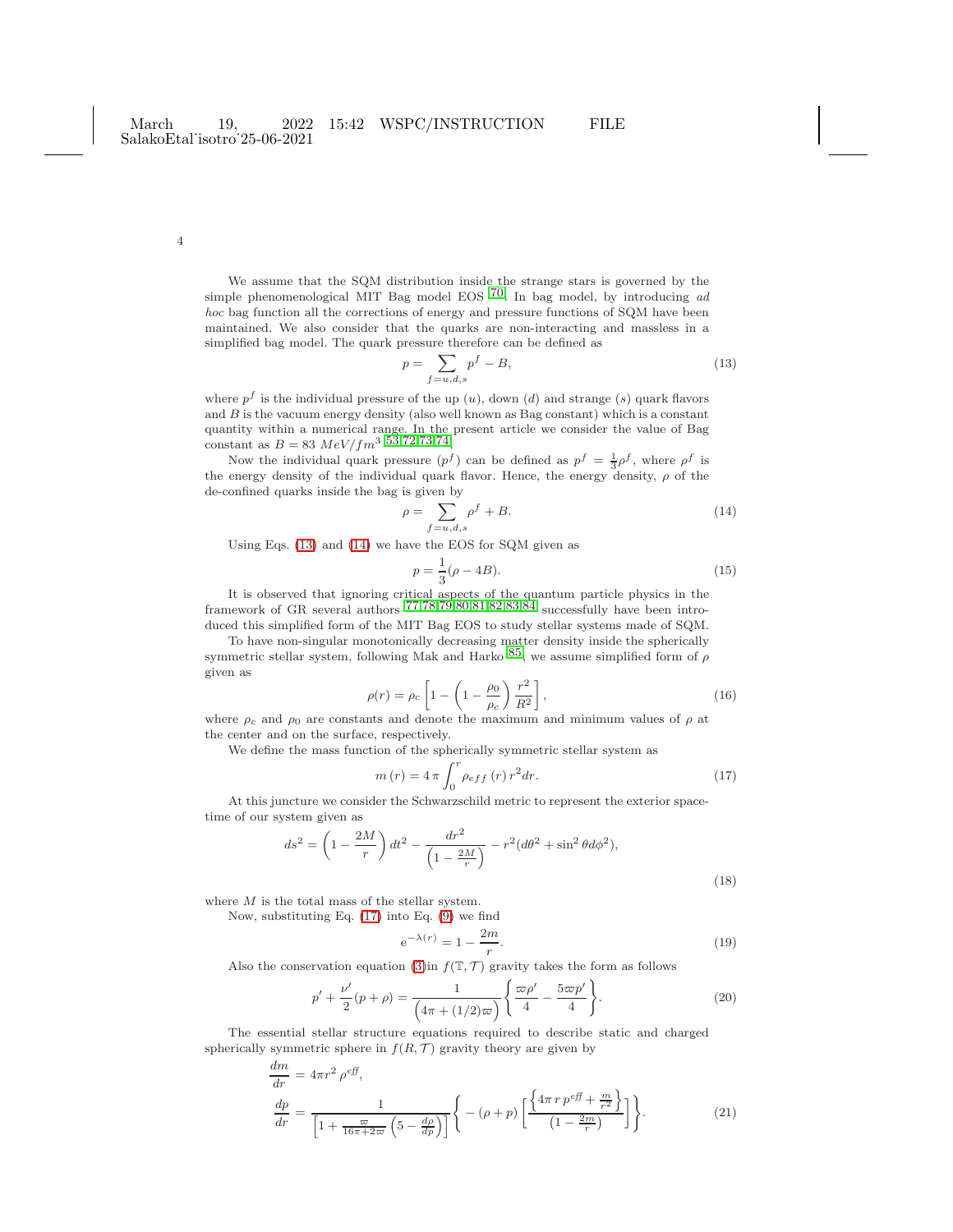We assume that the SQM distribution inside the strange stars is governed by the simple phenomenological MIT Bag model EOS [70]. In bag model, by introducing *ad hoc* bag function all the corrections of energy and pressure functions of SQM have been maintained. We also consider that the quarks are non-interacting and massless in a simplified bag model. The quark pressure therefore can be defined as

$$p = \sum_{f=u,d,s} p^f - B, \tag{13}$$

where $p^f$ is the individual pressure of the up $(u)$, down $(d)$ and strange $(s)$ quark flavors and $B$ is the vacuum energy density (also well known as Bag constant) which is a constant quantity within a numerical range. In the present article we consider the value of Bag constant as $B = 83\ MeV/fm^3$ [53,72,73,74].

Now the individual quark pressure $(p^f)$ can be defined as $p^f = \frac{1}{3}\rho^f$, where $\rho^f$ is the energy density of the individual quark flavor. Hence, the energy density, $\rho$ of the de-confined quarks inside the bag is given by

$$\rho = \sum_{f=u,d,s} \rho^f + B. \tag{14}$$

Using Eqs. (13) and (14) we have the EOS for SQM given as

$$p = \frac{1}{3}(\rho - 4B). \tag{15}$$

It is observed that ignoring critical aspects of the quantum particle physics in the framework of GR several authors [77,78,79,80,81,82,83,84] successfully have been introduced this simplified form of the MIT Bag EOS to study stellar systems made of SQM.

To have non-singular monotonically decreasing matter density inside the spherically symmetric stellar system, following Mak and Harko [85], we assume simplified form of $\rho$ given as

$$\rho(r) = \rho_c \left[1 - \left(1 - \frac{\rho_0}{\rho_c}\right)\frac{r^2}{R^2}\right], \tag{16}$$

where $\rho_c$ and $\rho_0$ are constants and denote the maximum and minimum values of $\rho$ at the center and on the surface, respectively.

We define the mass function of the spherically symmetric stellar system as

$$m\left(r\right) = 4\,\pi \int_0^r \rho_{eff}\left(r\right) r^2 dr. \tag{17}$$

At this juncture we consider the Schwarzschild metric to represent the exterior spacetime of our system given as

$$ds^2 = \left(1 - \frac{2M}{r}\right)dt^2 - \frac{dr^2}{\left(1 - \frac{2M}{r}\right)} - r^2(d\theta^2 + \sin^2\theta d\phi^2), \tag{18}$$

where $M$ is the total mass of the stellar system.

Now, substituting Eq. (17) into Eq. (9) we find

$$\mathrm{e}^{-\lambda(r)} = 1 - \frac{2m}{r}. \tag{19}$$

Also the conservation equation (3)in $f(\mathbb{T}, \mathcal{T})$ gravity takes the form as follows

$$p' + \frac{\nu'}{2}(p + \rho) = \frac{1}{\left(4\pi + (1/2)\varpi\right)}\left\{\frac{\varpi\rho'}{4} - \frac{5\varpi p'}{4}\right\}. \tag{20}$$

The essential stellar structure equations required to describe static and charged spherically symmetric sphere in $f(R, \mathcal{T})$ gravity theory are given by

$$\frac{dm}{dr} = 4\pi r^2\,\rho^{\mathit{eff}},$$
$$\frac{dp}{dr} = \frac{1}{\left[1 + \frac{\varpi}{16\pi + 2\varpi}\left(5 - \frac{d\rho}{dp}\right)\right]}\left\{-(\rho + p)\left[\frac{\left\{4\pi\, r\, p^{\mathit{eff}} + \frac{m}{r^2}\right\}}{\left(1 - \frac{2m}{r}\right)}\right]\right\}. \tag{21}$$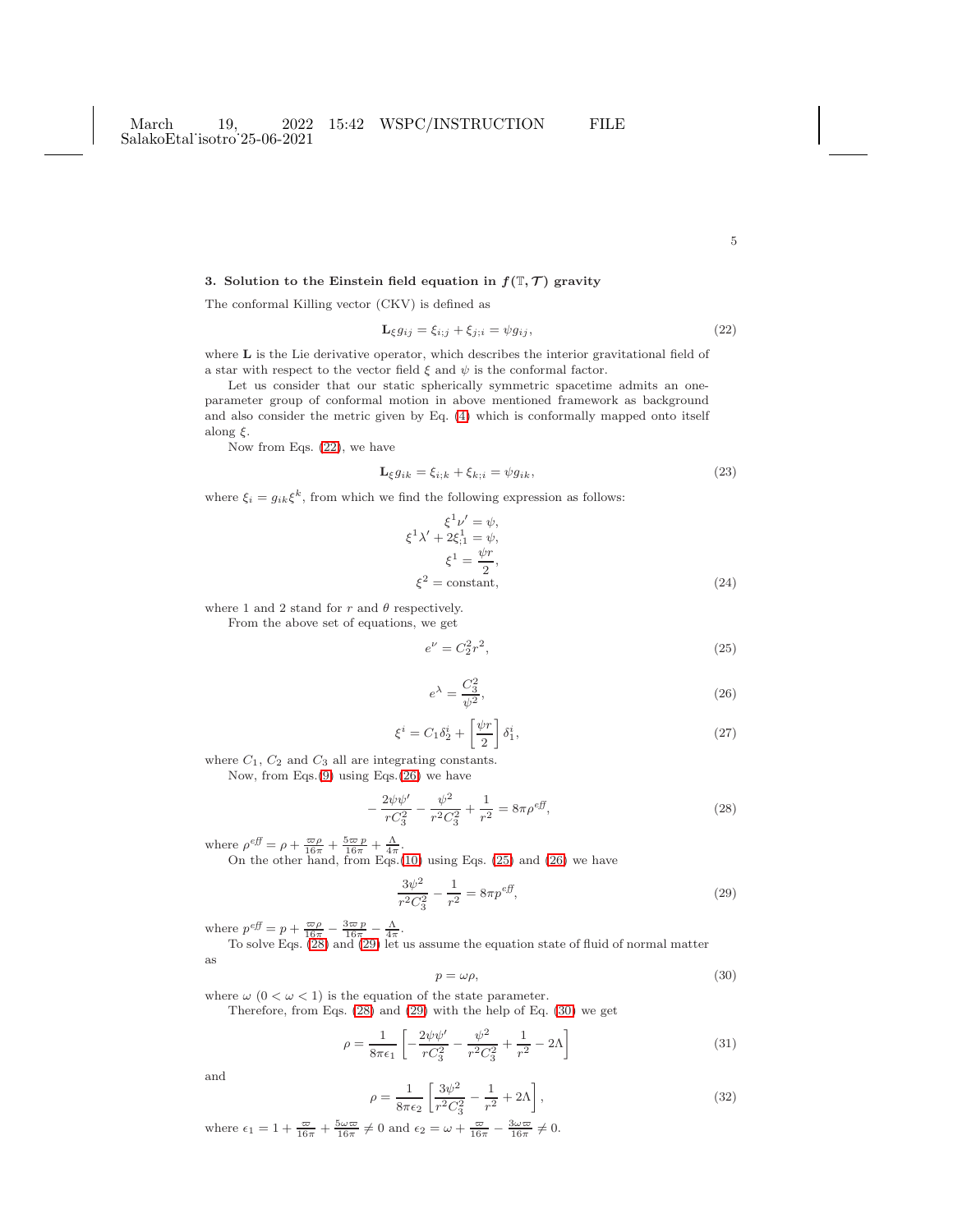## 3. Solution to the Einstein field equation in $f(\mathbb{T},\mathcal{T})$ gravity

The conformal Killing vector (CKV) is defined as

$$\mathbf{L}_{\xi} g_{ij} = \xi_{i;j} + \xi_{j;i} = \psi g_{ij}, \tag{22}$$

where $\mathbf{L}$ is the Lie derivative operator, which describes the interior gravitational field of a star with respect to the vector field $\xi$ and $\psi$ is the conformal factor.

Let us consider that our static spherically symmetric spacetime admits an one-parameter group of conformal motion in above mentioned framework as background and also consider the metric given by Eq. (4) which is conformally mapped onto itself along $\xi$.

Now from Eqs. (22), we have

$$\mathbf{L}_{\xi} g_{ik} = \xi_{i;k} + \xi_{k;i} = \psi g_{ik}, \tag{23}$$

where $\xi_i = g_{ik}\xi^k$, from which we find the following expression as follows:

$$\begin{aligned}
\xi^1 \nu' &= \psi,\\
\xi^1 \lambda' + 2\xi^1_{;1} &= \psi,\\
\xi^1 &= \frac{\psi r}{2},\\
\xi^2 &= \text{constant},
\end{aligned} \tag{24}$$

where 1 and 2 stand for $r$ and $\theta$ respectively.

From the above set of equations, we get

$$e^{\nu} = C_2^2 r^2, \tag{25}$$

$$e^{\lambda} = \frac{C_3^2}{\psi^2}, \tag{26}$$

$$\xi^i = C_1 \delta_2^i + \left[\frac{\psi r}{2}\right]\delta_1^i, \tag{27}$$

where $C_1$, $C_2$ and $C_3$ all are integrating constants.

Now, from Eqs.(9) using Eqs.(26) we have

$$-\frac{2\psi\psi'}{rC_3^2} - \frac{\psi^2}{r^2 C_3^2} + \frac{1}{r^2} = 8\pi\rho^{eff}, \tag{28}$$

where $\rho^{eff} = \rho + \frac{\varpi\rho}{16\pi} + \frac{5\varpi\, p}{16\pi} + \frac{\Lambda}{4\pi}$.

On the other hand, from Eqs.(10) using Eqs. (25) and (26) we have

$$\frac{3\psi^2}{r^2 C_3^2} - \frac{1}{r^2} = 8\pi p^{eff}, \tag{29}$$

where $p^{eff} = p + \frac{\varpi\rho}{16\pi} - \frac{3\varpi\, p}{16\pi} - \frac{\Lambda}{4\pi}$.

To solve Eqs. (28) and (29) let us assume the equation state of fluid of normal matter as

$$p = \omega\rho, \tag{30}$$

where $\omega$ $(0 < \omega < 1)$ is the equation of the state parameter.

Therefore, from Eqs. (28) and (29) with the help of Eq. (30) we get

$$\rho = \frac{1}{8\pi\epsilon_1}\left[-\frac{2\psi\psi'}{rC_3^2} - \frac{\psi^2}{r^2 C_3^2} + \frac{1}{r^2} - 2\Lambda\right] \tag{31}$$

and

$$\rho = \frac{1}{8\pi\epsilon_2}\left[\frac{3\psi^2}{r^2 C_3^2} - \frac{1}{r^2} + 2\Lambda\right], \tag{32}$$

where $\epsilon_1 = 1 + \frac{\varpi}{16\pi} + \frac{5\omega\varpi}{16\pi} \neq 0$ and $\epsilon_2 = \omega + \frac{\varpi}{16\pi} - \frac{3\omega\varpi}{16\pi} \neq 0$.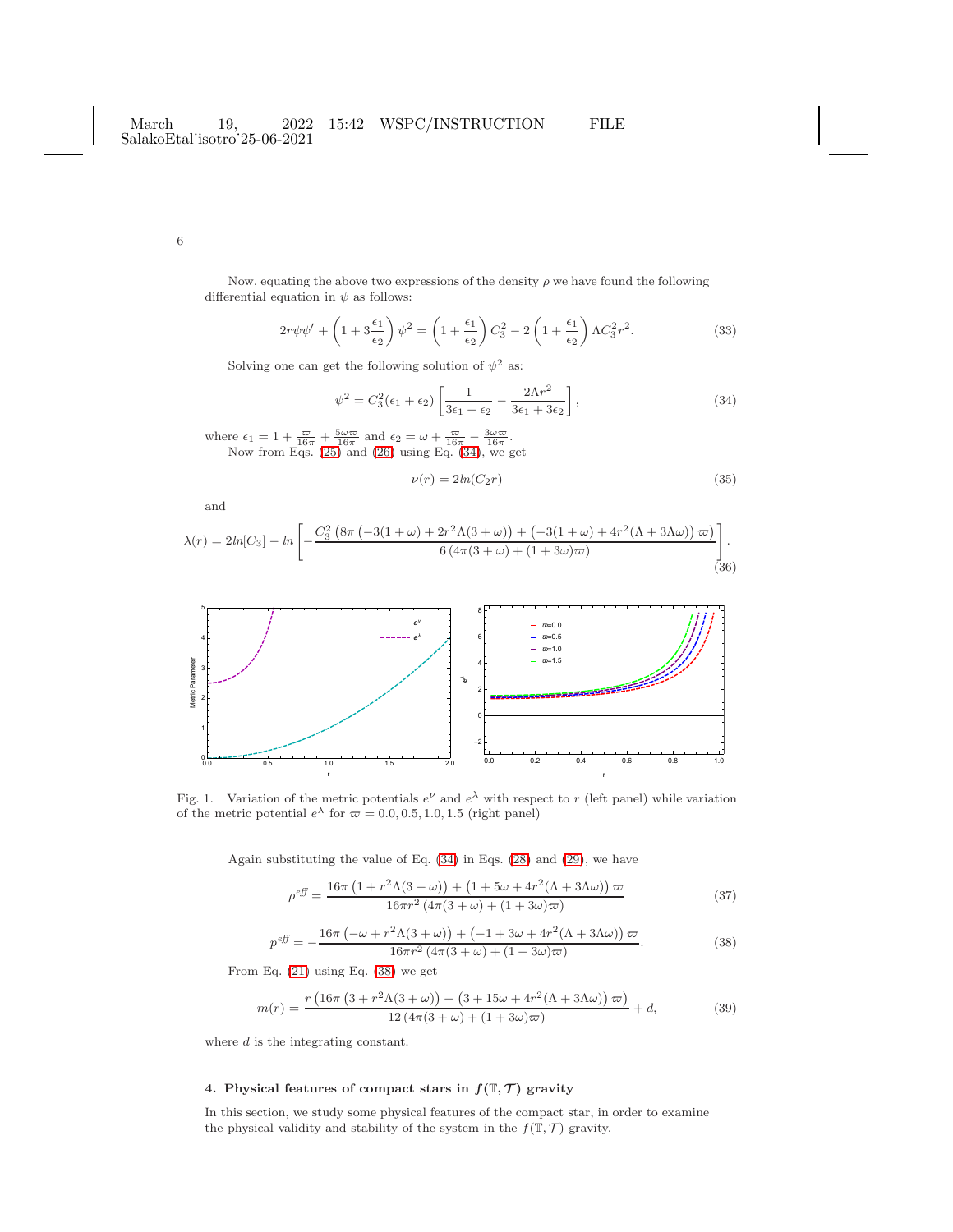Now, equating the above two expressions of the density $\rho$ we have found the following differential equation in $\psi$ as follows:

$$2r\psi\psi' + \left(1 + 3\frac{\epsilon_1}{\epsilon_2}\right)\psi^2 = \left(1 + \frac{\epsilon_1}{\epsilon_2}\right)C_3^2 - 2\left(1 + \frac{\epsilon_1}{\epsilon_2}\right)\Lambda C_3^2 r^2. \tag{33}$$

Solving one can get the following solution of $\psi^2$ as:

$$\psi^2 = C_3^2(\epsilon_1 + \epsilon_2)\left[\frac{1}{3\epsilon_1 + \epsilon_2} - \frac{2\Lambda r^2}{3\epsilon_1 + 3\epsilon_2}\right], \tag{34}$$

where $\epsilon_1 = 1 + \frac{\varpi}{16\pi} + \frac{5\omega\varpi}{16\pi}$ and $\epsilon_2 = \omega + \frac{\varpi}{16\pi} - \frac{3\omega\varpi}{16\pi}$.

Now from Eqs. (25) and (26) using Eq. (34), we get

$$\nu(r) = 2ln(C_2 r) \tag{35}$$

and

$$\lambda(r) = 2ln[C_3] - ln\left[-\frac{C_3^2\left(8\pi\left(-3(1+\omega) + 2r^2\Lambda(3+\omega)\right) + \left(-3(1+\omega) + 4r^2(\Lambda + 3\Lambda\omega)\right)\varpi\right)}{6\left(4\pi(3+\omega) + (1+3\omega)\varpi\right)}\right]. \tag{36}$$

Fig. 1. Variation of the metric potentials $e^\nu$ and $e^\lambda$ with respect to $r$ (left panel) while variation of the metric potential $e^\lambda$ for $\varpi = 0.0, 0.5, 1.0, 1.5$ (right panel)

Again substituting the value of Eq. (34) in Eqs. (28) and (29), we have

$$\rho^{eff} = \frac{16\pi\left(1 + r^2\Lambda(3+\omega)\right) + \left(1 + 5\omega + 4r^2(\Lambda + 3\Lambda\omega)\right)\varpi}{16\pi r^2\left(4\pi(3+\omega) + (1+3\omega)\varpi\right)} \tag{37}$$

$$p^{eff} = -\frac{16\pi\left(-\omega + r^2\Lambda(3+\omega)\right) + \left(-1 + 3\omega + 4r^2(\Lambda + 3\Lambda\omega)\right)\varpi}{16\pi r^2\left(4\pi(3+\omega) + (1+3\omega)\varpi\right)}. \tag{38}$$

From Eq. (21) using Eq. (38) we get

$$m(r) = \frac{r\left(16\pi\left(3 + r^2\Lambda(3+\omega)\right) + \left(3 + 15\omega + 4r^2(\Lambda + 3\Lambda\omega)\right)\varpi\right)}{12\left(4\pi(3+\omega) + (1+3\omega)\varpi\right)} + d, \tag{39}$$

where $d$ is the integrating constant.

## 4. Physical features of compact stars in $f(\mathbb{T}, \mathcal{T})$ gravity

In this section, we study some physical features of the compact star, in order to examine the physical validity and stability of the system in the $f(\mathbb{T}, \mathcal{T})$ gravity.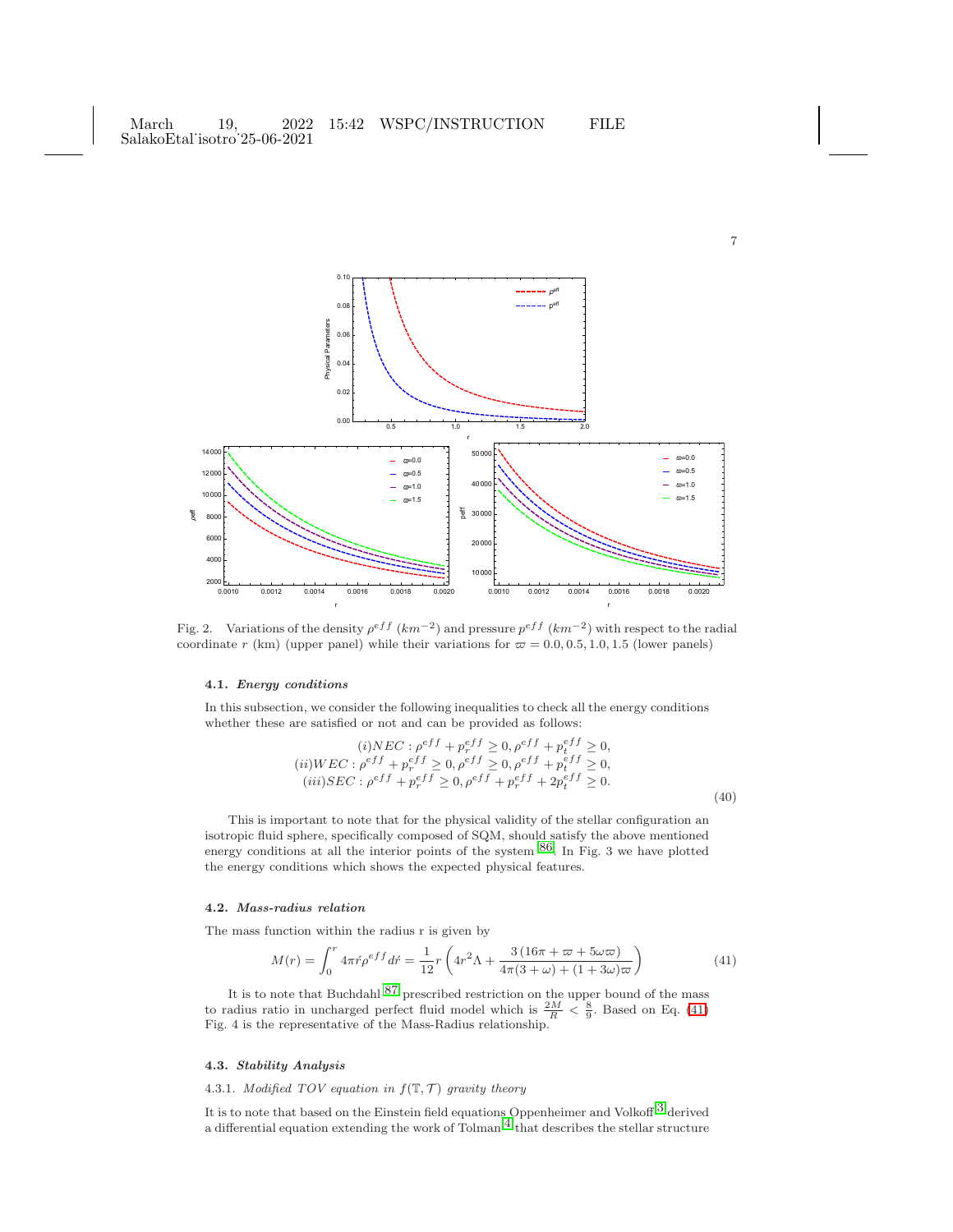Fig. 2. Variations of the density $\rho^{eff}$ ($km^{-2}$) and pressure $p^{eff}$ ($km^{-2}$) with respect to the radial coordinate $r$ (km) (upper panel) while their variations for $\varpi = 0.0, 0.5, 1.0, 1.5$ (lower panels)

### 4.1. *Energy conditions*

In this subsection, we consider the following inequalities to check all the energy conditions whether these are satisfied or not and can be provided as follows:

$$
\begin{aligned}
(i) NEC &: \rho^{eff} + p_r^{eff} \geq 0, \rho^{eff} + p_t^{eff} \geq 0, \\
(ii) WEC &: \rho^{eff} + p_r^{eff} \geq 0, \rho^{eff} \geq 0, \rho^{eff} + p_t^{eff} \geq 0, \\
(iii) SEC &: \rho^{eff} + p_r^{eff} \geq 0, \rho^{eff} + p_r^{eff} + 2p_t^{eff} \geq 0.
\end{aligned}
\tag{40}
$$

This is important to note that for the physical validity of the stellar configuration an isotropic fluid sphere, specifically composed of SQM, should satisfy the above mentioned energy conditions at all the interior points of the system [86]. In Fig. 3 we have plotted the energy conditions which shows the expected physical features.

### 4.2. *Mass-radius relation*

The mass function within the radius r is given by

$$
M(r) = \int_0^r 4\pi \acute{r} \rho^{eff} d\acute{r} = \frac{1}{12} r \left( 4r^2 \Lambda + \frac{3\,(16\pi + \varpi + 5\omega\varpi)}{4\pi(3+\omega) + (1+3\omega)\varpi} \right) \tag{41}
$$

It is to note that Buchdahl [87] prescribed restriction on the upper bound of the mass to radius ratio in uncharged perfect fluid model which is $\frac{2M}{R} < \frac{8}{9}$. Based on Eq. (41) Fig. 4 is the representative of the Mass-Radius relationship.

### 4.3. *Stability Analysis*

4.3.1. *Modified TOV equation in $f(\mathbb{T}, \mathcal{T})$ gravity theory*

It is to note that based on the Einstein field equations Oppenheimer and Volkoff [3] derived a differential equation extending the work of Tolman [4] that describes the stellar structure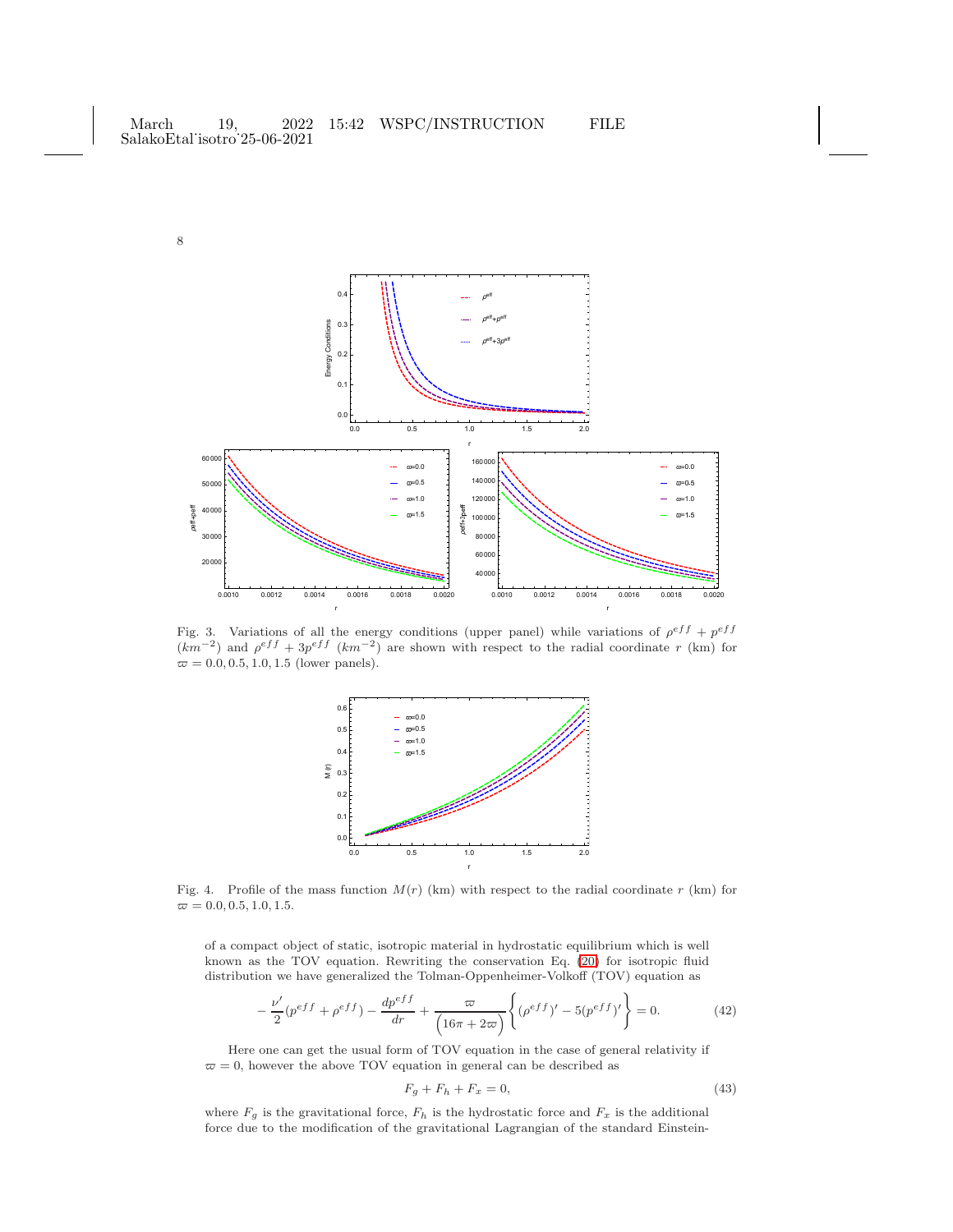Fig. 3. Variations of all the energy conditions (upper panel) while variations of $\rho^{eff} + p^{eff}$ ($km^{-2}$) and $\rho^{eff} + 3p^{eff}$ ($km^{-2}$) are shown with respect to the radial coordinate $r$ (km) for $\varpi = 0.0, 0.5, 1.0, 1.5$ (lower panels).

Fig. 4. Profile of the mass function $M(r)$ (km) with respect to the radial coordinate $r$ (km) for $\varpi = 0.0, 0.5, 1.0, 1.5$.

of a compact object of static, isotropic material in hydrostatic equilibrium which is well known as the TOV equation. Rewriting the conservation Eq. (20) for isotropic fluid distribution we have generalized the Tolman-Oppenheimer-Volkoff (TOV) equation as

$$-\frac{\nu'}{2}(p^{eff} + \rho^{eff}) - \frac{dp^{eff}}{dr} + \frac{\varpi}{\left(16\pi + 2\varpi\right)}\left\{(\rho^{eff})' - 5(p^{eff})'\right\} = 0. \tag{42}$$

Here one can get the usual form of TOV equation in the case of general relativity if $\varpi = 0$, however the above TOV equation in general can be described as

$$F_g + F_h + F_x = 0, \tag{43}$$

where $F_g$ is the gravitational force, $F_h$ is the hydrostatic force and $F_x$ is the additional force due to the modification of the gravitational Lagrangian of the standard Einstein-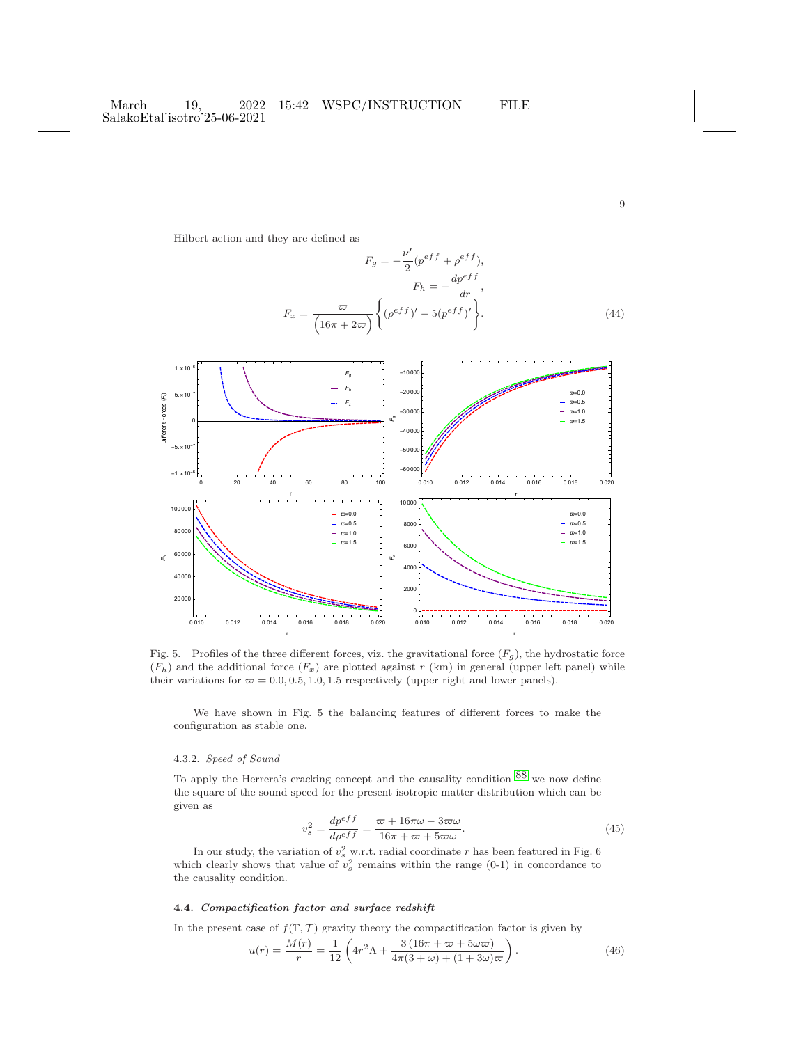Hilbert action and they are defined as

$$F_g = -\frac{\nu'}{2}(p^{eff} + \rho^{eff}),$$
$$F_h = -\frac{dp^{eff}}{dr},$$
$$F_x = \frac{\varpi}{\left(16\pi + 2\varpi\right)}\left\{(\rho^{eff})' - 5(p^{eff})'\right\}. \tag{44}$$

Fig. 5. Profiles of the three different forces, viz. the gravitational force ($F_g$), the hydrostatic force ($F_h$) and the additional force ($F_x$) are plotted against $r$ (km) in general (upper left panel) while their variations for $\varpi = 0.0, 0.5, 1.0, 1.5$ respectively (upper right and lower panels).

We have shown in Fig. 5 the balancing features of different forces to make the configuration as stable one.

#### 4.3.2. *Speed of Sound*

To apply the Herrera's cracking concept and the causality condition [88] we now define the square of the sound speed for the present isotropic matter distribution which can be given as

$$v_s^2 = \frac{dp^{eff}}{d\rho^{eff}} = \frac{\varpi + 16\pi\omega - 3\varpi\omega}{16\pi + \varpi + 5\varpi\omega}. \tag{45}$$

In our study, the variation of $v_s^2$ w.r.t. radial coordinate $r$ has been featured in Fig. 6 which clearly shows that value of $v_s^2$ remains within the range (0-1) in concordance to the causality condition.

### 4.4. *Compactification factor and surface redshift*

In the present case of $f(\mathbb{T}, \mathcal{T})$ gravity theory the compactification factor is given by

$$u(r) = \frac{M(r)}{r} = \frac{1}{12}\left(4r^2\Lambda + \frac{3\left(16\pi + \varpi + 5\omega\varpi\right)}{4\pi(3+\omega) + (1+3\omega)\varpi}\right). \tag{46}$$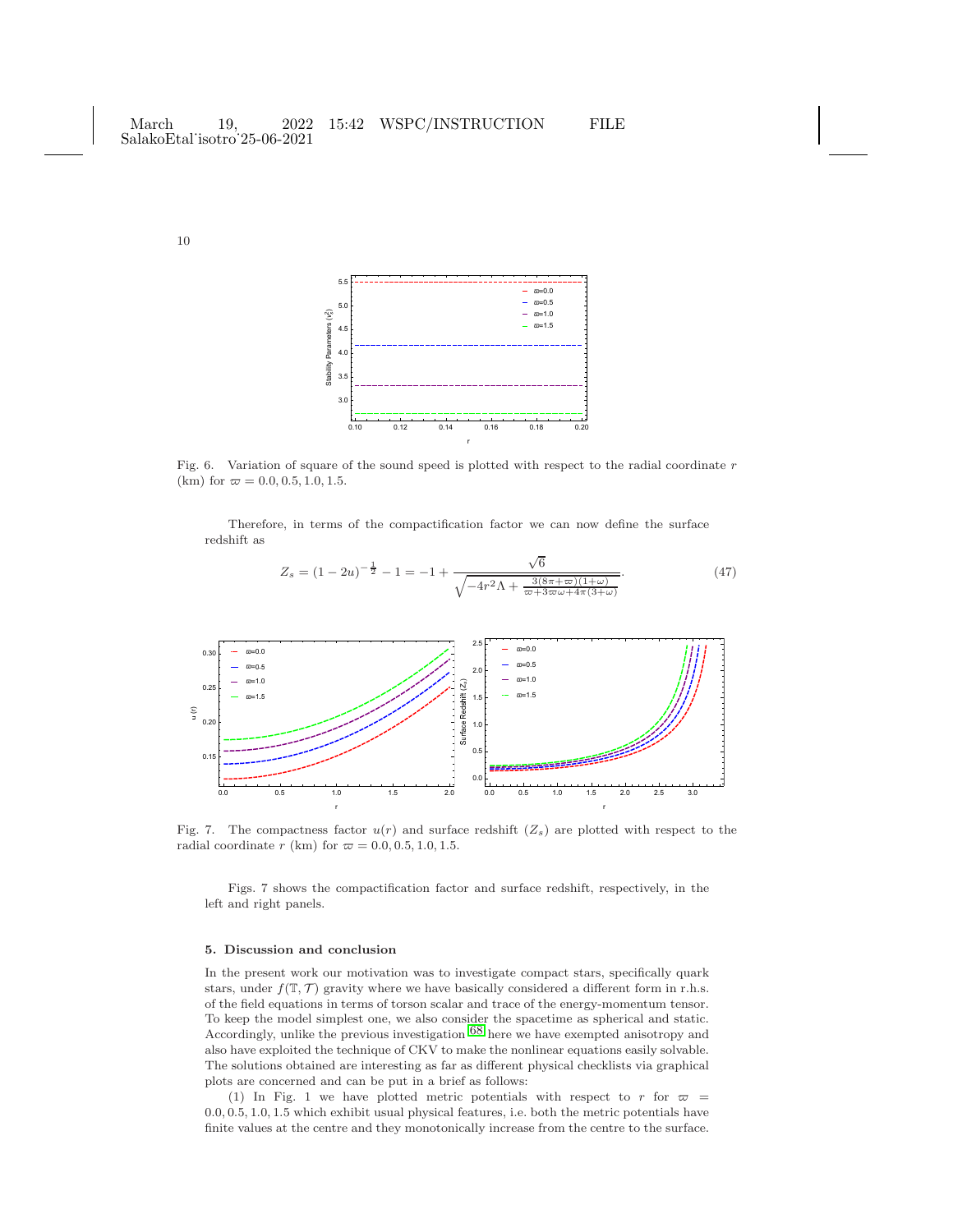Fig. 6. Variation of square of the sound speed is plotted with respect to the radial coordinate $r$ (km) for $\varpi = 0.0, 0.5, 1.0, 1.5$.

Therefore, in terms of the compactification factor we can now define the surface redshift as

$$Z_s = (1-2u)^{-\frac{1}{2}} - 1 = -1 + \frac{\sqrt{6}}{\sqrt{-4r^2\Lambda + \frac{3(8\pi+\varpi)(1+\omega)}{\varpi+3\varpi\omega+4\pi(3+\omega)}}}. \tag{47}$$

Fig. 7. The compactness factor $u(r)$ and surface redshift $(Z_s)$ are plotted with respect to the radial coordinate $r$ (km) for $\varpi = 0.0, 0.5, 1.0, 1.5$.

Figs. 7 shows the compactification factor and surface redshift, respectively, in the left and right panels.

### 5. Discussion and conclusion

In the present work our motivation was to investigate compact stars, specifically quark stars, under $f(\mathbb{T}, \mathcal{T})$ gravity where we have basically considered a different form in r.h.s. of the field equations in terms of torson scalar and trace of the energy-momentum tensor. To keep the model simplest one, we also consider the spacetime as spherical and static. Accordingly, unlike the previous investigation [68] here we have exempted anisotropy and also have exploited the technique of CKV to make the nonlinear equations easily solvable. The solutions obtained are interesting as far as different physical checklists via graphical plots are concerned and can be put in a brief as follows:

(1) In Fig. 1 we have plotted metric potentials with respect to $r$ for $\varpi = 0.0, 0.5, 1.0, 1.5$ which exhibit usual physical features, i.e. both the metric potentials have finite values at the centre and they monotonically increase from the centre to the surface.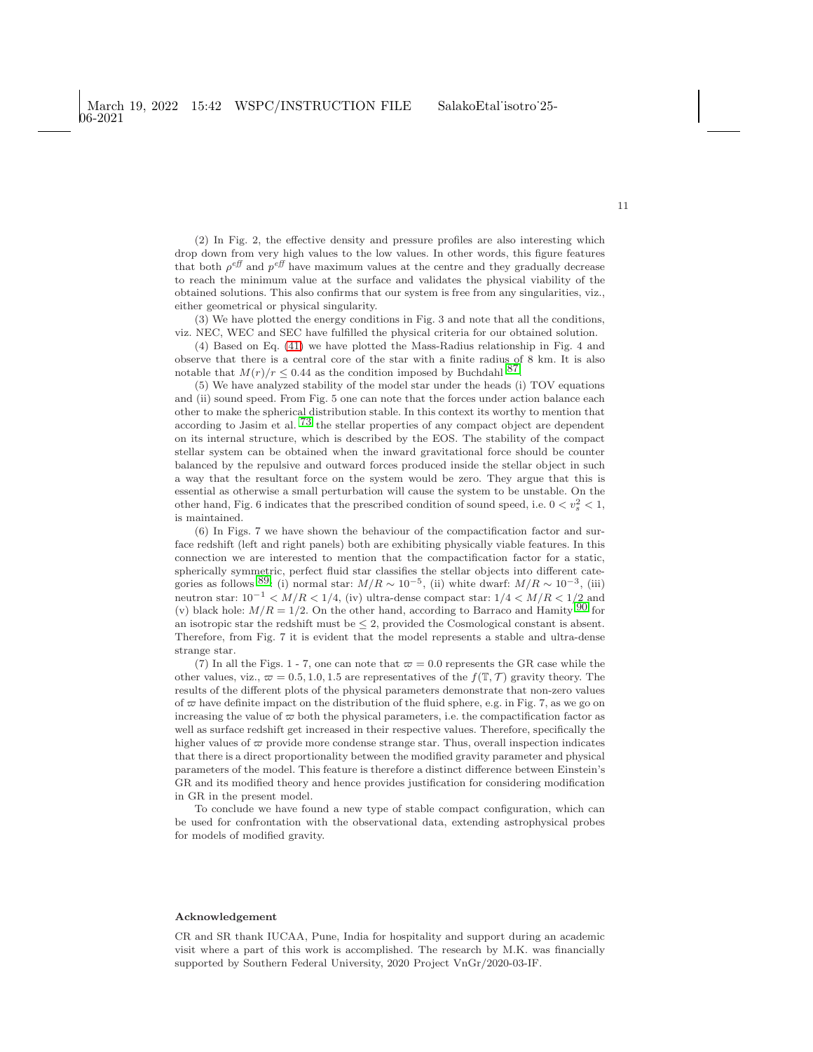(2) In Fig. 2, the effective density and pressure profiles are also interesting which drop down from very high values to the low values. In other words, this figure features that both $\rho^{eff}$ and $p^{eff}$ have maximum values at the centre and they gradually decrease to reach the minimum value at the surface and validates the physical viability of the obtained solutions. This also confirms that our system is free from any singularities, viz., either geometrical or physical singularity.

(3) We have plotted the energy conditions in Fig. 3 and note that all the conditions, viz. NEC, WEC and SEC have fulfilled the physical criteria for our obtained solution.

(4) Based on Eq. (41) we have plotted the Mass-Radius relationship in Fig. 4 and observe that there is a central core of the star with a finite radius of 8 km. It is also notable that $M(r)/r \leq 0.44$ as the condition imposed by Buchdahl [87].

(5) We have analyzed stability of the model star under the heads (i) TOV equations and (ii) sound speed. From Fig. 5 one can note that the forces under action balance each other to make the spherical distribution stable. In this context its worthy to mention that according to Jasim et al. [73] the stellar properties of any compact object are dependent on its internal structure, which is described by the EOS. The stability of the compact stellar system can be obtained when the inward gravitational force should be counter balanced by the repulsive and outward forces produced inside the stellar object in such a way that the resultant force on the system would be zero. They argue that this is essential as otherwise a small perturbation will cause the system to be unstable. On the other hand, Fig. 6 indicates that the prescribed condition of sound speed, i.e. $0 < v_s^2 < 1$, is maintained.

(6) In Figs. 7 we have shown the behaviour of the compactification factor and surface redshift (left and right panels) both are exhibiting physically viable features. In this connection we are interested to mention that the compactification factor for a static, spherically symmetric, perfect fluid star classifies the stellar objects into different categories as follows [89]: (i) normal star: $M/R \sim 10^{-5}$, (ii) white dwarf: $M/R \sim 10^{-3}$, (iii) neutron star: $10^{-1} < M/R < 1/4$, (iv) ultra-dense compact star: $1/4 < M/R < 1/2$ and (v) black hole: $M/R = 1/2$. On the other hand, according to Barraco and Hamity [90] for an isotropic star the redshift must be $\leq 2$, provided the Cosmological constant is absent. Therefore, from Fig. 7 it is evident that the model represents a stable and ultra-dense strange star.

(7) In all the Figs. 1 - 7, one can note that $\varpi = 0.0$ represents the GR case while the other values, viz., $\varpi = 0.5, 1.0, 1.5$ are representatives of the $f(\mathbb{T}, \mathcal{T})$ gravity theory. The results of the different plots of the physical parameters demonstrate that non-zero values of $\varpi$ have definite impact on the distribution of the fluid sphere, e.g. in Fig. 7, as we go on increasing the value of $\varpi$ both the physical parameters, i.e. the compactification factor as well as surface redshift get increased in their respective values. Therefore, specifically the higher values of $\varpi$ provide more condense strange star. Thus, overall inspection indicates that there is a direct proportionality between the modified gravity parameter and physical parameters of the model. This feature is therefore a distinct difference between Einstein's GR and its modified theory and hence provides justification for considering modification in GR in the present model.

To conclude we have found a new type of stable compact configuration, which can be used for confrontation with the observational data, extending astrophysical probes for models of modified gravity.

## Acknowledgement

CR and SR thank IUCAA, Pune, India for hospitality and support during an academic visit where a part of this work is accomplished. The research by M.K. was financially supported by Southern Federal University, 2020 Project VnGr/2020-03-IF.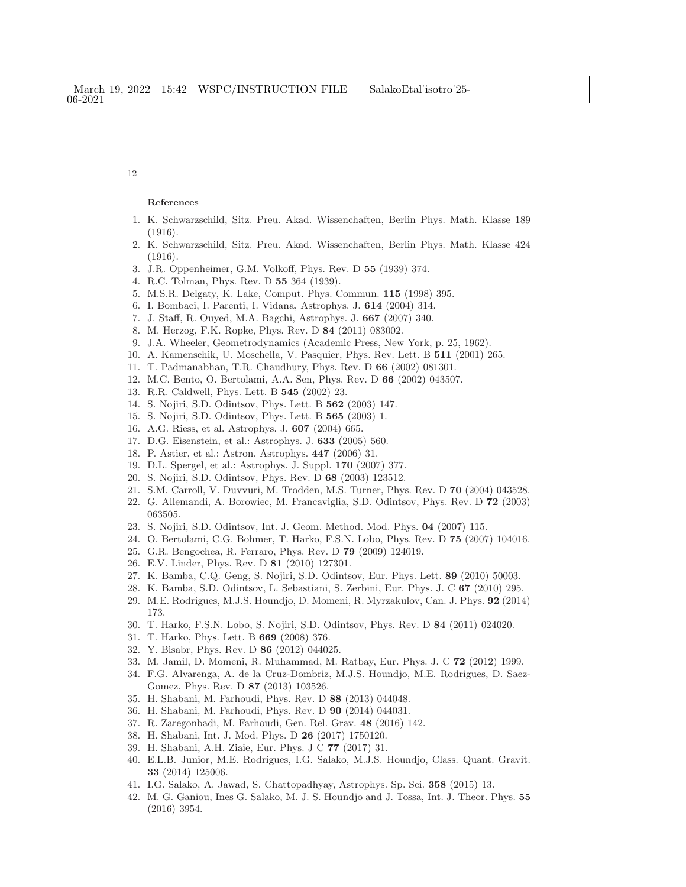## References

1. K. Schwarzschild, Sitz. Preu. Akad. Wissenchaften, Berlin Phys. Math. Klasse 189 (1916).
2. K. Schwarzschild, Sitz. Preu. Akad. Wissenchaften, Berlin Phys. Math. Klasse 424 (1916).
3. J.R. Oppenheimer, G.M. Volkoff, Phys. Rev. D **55** (1939) 374.
4. R.C. Tolman, Phys. Rev. D **55** 364 (1939).
5. M.S.R. Delgaty, K. Lake, Comput. Phys. Commun. **115** (1998) 395.
6. I. Bombaci, I. Parenti, I. Vidana, Astrophys. J. **614** (2004) 314.
7. J. Staff, R. Ouyed, M.A. Bagchi, Astrophys. J. **667** (2007) 340.
8. M. Herzog, F.K. Ropke, Phys. Rev. D **84** (2011) 083002.
9. J.A. Wheeler, Geometrodynamics (Academic Press, New York, p. 25, 1962).
10. A. Kamenschik, U. Moschella, V. Pasquier, Phys. Rev. Lett. B **511** (2001) 265.
11. T. Padmanabhan, T.R. Chaudhury, Phys. Rev. D **66** (2002) 081301.
12. M.C. Bento, O. Bertolami, A.A. Sen, Phys. Rev. D **66** (2002) 043507.
13. R.R. Caldwell, Phys. Lett. B **545** (2002) 23.
14. S. Nojiri, S.D. Odintsov, Phys. Lett. B **562** (2003) 147.
15. S. Nojiri, S.D. Odintsov, Phys. Lett. B **565** (2003) 1.
16. A.G. Riess, et al. Astrophys. J. **607** (2004) 665.
17. D.G. Eisenstein, et al.: Astrophys. J. **633** (2005) 560.
18. P. Astier, et al.: Astron. Astrophys. **447** (2006) 31.
19. D.L. Spergel, et al.: Astrophys. J. Suppl. **170** (2007) 377.
20. S. Nojiri, S.D. Odintsov, Phys. Rev. D **68** (2003) 123512.
21. S.M. Carroll, V. Duvvuri, M. Trodden, M.S. Turner, Phys. Rev. D **70** (2004) 043528.
22. G. Allemandi, A. Borowiec, M. Francaviglia, S.D. Odintsov, Phys. Rev. D **72** (2003) 063505.
23. S. Nojiri, S.D. Odintsov, Int. J. Geom. Method. Mod. Phys. **04** (2007) 115.
24. O. Bertolami, C.G. Bohmer, T. Harko, F.S.N. Lobo, Phys. Rev. D **75** (2007) 104016.
25. G.R. Bengochea, R. Ferraro, Phys. Rev. D **79** (2009) 124019.
26. E.V. Linder, Phys. Rev. D **81** (2010) 127301.
27. K. Bamba, C.Q. Geng, S. Nojiri, S.D. Odintsov, Eur. Phys. Lett. **89** (2010) 50003.
28. K. Bamba, S.D. Odintsov, L. Sebastiani, S. Zerbini, Eur. Phys. J. C **67** (2010) 295.
29. M.E. Rodrigues, M.J.S. Houndjo, D. Momeni, R. Myrzakulov, Can. J. Phys. **92** (2014) 173.
30. T. Harko, F.S.N. Lobo, S. Nojiri, S.D. Odintsov, Phys. Rev. D **84** (2011) 024020.
31. T. Harko, Phys. Lett. B **669** (2008) 376.
32. Y. Bisabr, Phys. Rev. D **86** (2012) 044025.
33. M. Jamil, D. Momeni, R. Muhammad, M. Ratbay, Eur. Phys. J. C **72** (2012) 1999.
34. F.G. Alvarenga, A. de la Cruz-Dombriz, M.J.S. Houndjo, M.E. Rodrigues, D. Saez-Gomez, Phys. Rev. D **87** (2013) 103526.
35. H. Shabani, M. Farhoudi, Phys. Rev. D **88** (2013) 044048.
36. H. Shabani, M. Farhoudi, Phys. Rev. D **90** (2014) 044031.
37. R. Zaregonbadi, M. Farhoudi, Gen. Rel. Grav. **48** (2016) 142.
38. H. Shabani, Int. J. Mod. Phys. D **26** (2017) 1750120.
39. H. Shabani, A.H. Ziaie, Eur. Phys. J C **77** (2017) 31.
40. E.L.B. Junior, M.E. Rodrigues, I.G. Salako, M.J.S. Houndjo, Class. Quant. Gravit. **33** (2014) 125006.
41. I.G. Salako, A. Jawad, S. Chattopadhyay, Astrophys. Sp. Sci. **358** (2015) 13.
42. M. G. Ganiou, Ines G. Salako, M. J. S. Houndjo and J. Tossa, Int. J. Theor. Phys. **55** (2016) 3954.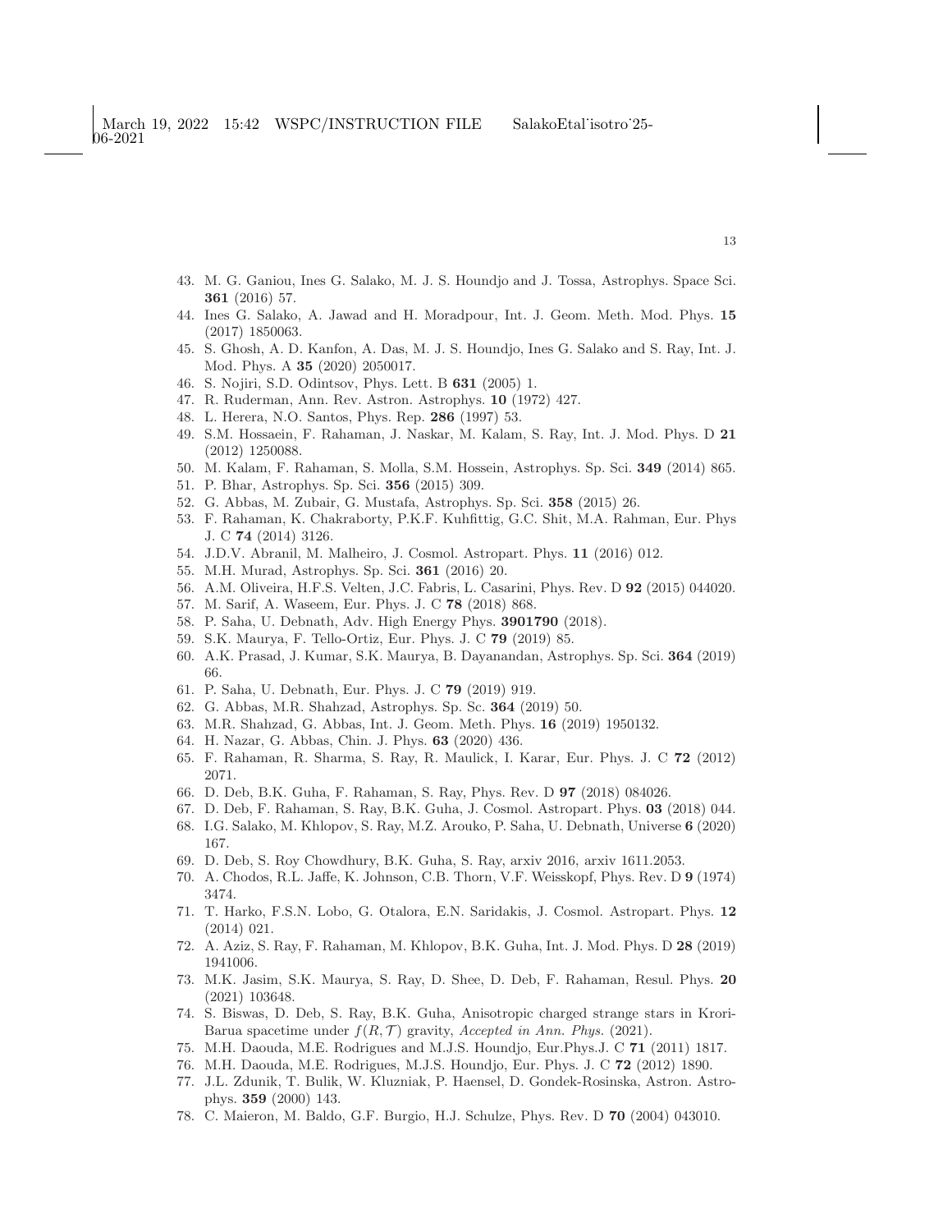43. M. G. Ganiou, Ines G. Salako, M. J. S. Houndjo and J. Tossa, Astrophys. Space Sci. **361** (2016) 57.
44. Ines G. Salako, A. Jawad and H. Moradpour, Int. J. Geom. Meth. Mod. Phys. **15** (2017) 1850063.
45. S. Ghosh, A. D. Kanfon, A. Das, M. J. S. Houndjo, Ines G. Salako and S. Ray, Int. J. Mod. Phys. A **35** (2020) 2050017.
46. S. Nojiri, S.D. Odintsov, Phys. Lett. B **631** (2005) 1.
47. R. Ruderman, Ann. Rev. Astron. Astrophys. **10** (1972) 427.
48. L. Herera, N.O. Santos, Phys. Rep. **286** (1997) 53.
49. S.M. Hossaein, F. Rahaman, J. Naskar, M. Kalam, S. Ray, Int. J. Mod. Phys. D **21** (2012) 1250088.
50. M. Kalam, F. Rahaman, S. Molla, S.M. Hossein, Astrophys. Sp. Sci. **349** (2014) 865.
51. P. Bhar, Astrophys. Sp. Sci. **356** (2015) 309.
52. G. Abbas, M. Zubair, G. Mustafa, Astrophys. Sp. Sci. **358** (2015) 26.
53. F. Rahaman, K. Chakraborty, P.K.F. Kuhfittig, G.C. Shit, M.A. Rahman, Eur. Phys J. C **74** (2014) 3126.
54. J.D.V. Abranil, M. Malheiro, J. Cosmol. Astropart. Phys. **11** (2016) 012.
55. M.H. Murad, Astrophys. Sp. Sci. **361** (2016) 20.
56. A.M. Oliveira, H.F.S. Velten, J.C. Fabris, L. Casarini, Phys. Rev. D **92** (2015) 044020.
57. M. Sarif, A. Waseem, Eur. Phys. J. C **78** (2018) 868.
58. P. Saha, U. Debnath, Adv. High Energy Phys. **3901790** (2018).
59. S.K. Maurya, F. Tello-Ortiz, Eur. Phys. J. C **79** (2019) 85.
60. A.K. Prasad, J. Kumar, S.K. Maurya, B. Dayanandan, Astrophys. Sp. Sci. **364** (2019) 66.
61. P. Saha, U. Debnath, Eur. Phys. J. C **79** (2019) 919.
62. G. Abbas, M.R. Shahzad, Astrophys. Sp. Sc. **364** (2019) 50.
63. M.R. Shahzad, G. Abbas, Int. J. Geom. Meth. Phys. **16** (2019) 1950132.
64. H. Nazar, G. Abbas, Chin. J. Phys. **63** (2020) 436.
65. F. Rahaman, R. Sharma, S. Ray, R. Maulick, I. Karar, Eur. Phys. J. C **72** (2012) 2071.
66. D. Deb, B.K. Guha, F. Rahaman, S. Ray, Phys. Rev. D **97** (2018) 084026.
67. D. Deb, F. Rahaman, S. Ray, B.K. Guha, J. Cosmol. Astropart. Phys. **03** (2018) 044.
68. I.G. Salako, M. Khlopov, S. Ray, M.Z. Arouko, P. Saha, U. Debnath, Universe **6** (2020) 167.
69. D. Deb, S. Roy Chowdhury, B.K. Guha, S. Ray, arxiv 2016, arxiv 1611.2053.
70. A. Chodos, R.L. Jaffe, K. Johnson, C.B. Thorn, V.F. Weisskopf, Phys. Rev. D **9** (1974) 3474.
71. T. Harko, F.S.N. Lobo, G. Otalora, E.N. Saridakis, J. Cosmol. Astropart. Phys. **12** (2014) 021.
72. A. Aziz, S. Ray, F. Rahaman, M. Khlopov, B.K. Guha, Int. J. Mod. Phys. D **28** (2019) 1941006.
73. M.K. Jasim, S.K. Maurya, S. Ray, D. Shee, D. Deb, F. Rahaman, Resul. Phys. **20** (2021) 103648.
74. S. Biswas, D. Deb, S. Ray, B.K. Guha, Anisotropic charged strange stars in Krori-Barua spacetime under $f(R,\mathcal{T})$ gravity, *Accepted in Ann. Phys.* (2021).
75. M.H. Daouda, M.E. Rodrigues and M.J.S. Houndjo, Eur.Phys.J. C **71** (2011) 1817.
76. M.H. Daouda, M.E. Rodrigues, M.J.S. Houndjo, Eur. Phys. J. C **72** (2012) 1890.
77. J.L. Zdunik, T. Bulik, W. Kluzniak, P. Haensel, D. Gondek-Rosinska, Astron. Astrophys. **359** (2000) 143.
78. C. Maieron, M. Baldo, G.F. Burgio, H.J. Schulze, Phys. Rev. D **70** (2004) 043010.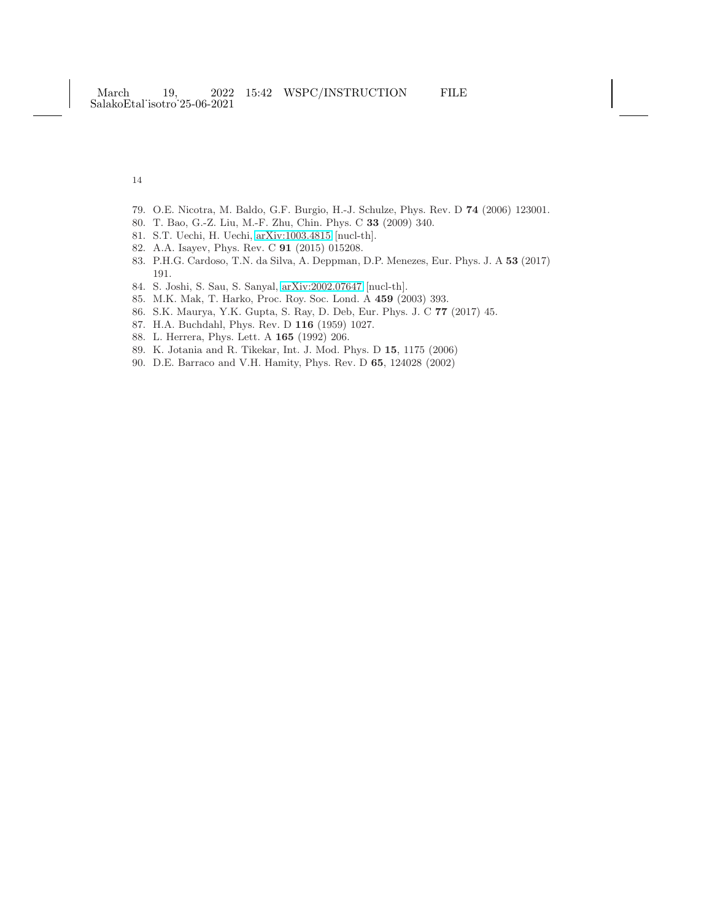79. O.E. Nicotra, M. Baldo, G.F. Burgio, H.-J. Schulze, Phys. Rev. D **74** (2006) 123001.
80. T. Bao, G.-Z. Liu, M.-F. Zhu, Chin. Phys. C **33** (2009) 340.
81. S.T. Uechi, H. Uechi, arXiv:1003.4815 [nucl-th].
82. A.A. Isayev, Phys. Rev. C **91** (2015) 015208.
83. P.H.G. Cardoso, T.N. da Silva, A. Deppman, D.P. Menezes, Eur. Phys. J. A **53** (2017) 191.
84. S. Joshi, S. Sau, S. Sanyal, arXiv:2002.07647 [nucl-th].
85. M.K. Mak, T. Harko, Proc. Roy. Soc. Lond. A **459** (2003) 393.
86. S.K. Maurya, Y.K. Gupta, S. Ray, D. Deb, Eur. Phys. J. C **77** (2017) 45.
87. H.A. Buchdahl, Phys. Rev. D **116** (1959) 1027.
88. L. Herrera, Phys. Lett. A **165** (1992) 206.
89. K. Jotania and R. Tikekar, Int. J. Mod. Phys. D **15**, 1175 (2006)
90. D.E. Barraco and V.H. Hamity, Phys. Rev. D **65**, 124028 (2002)